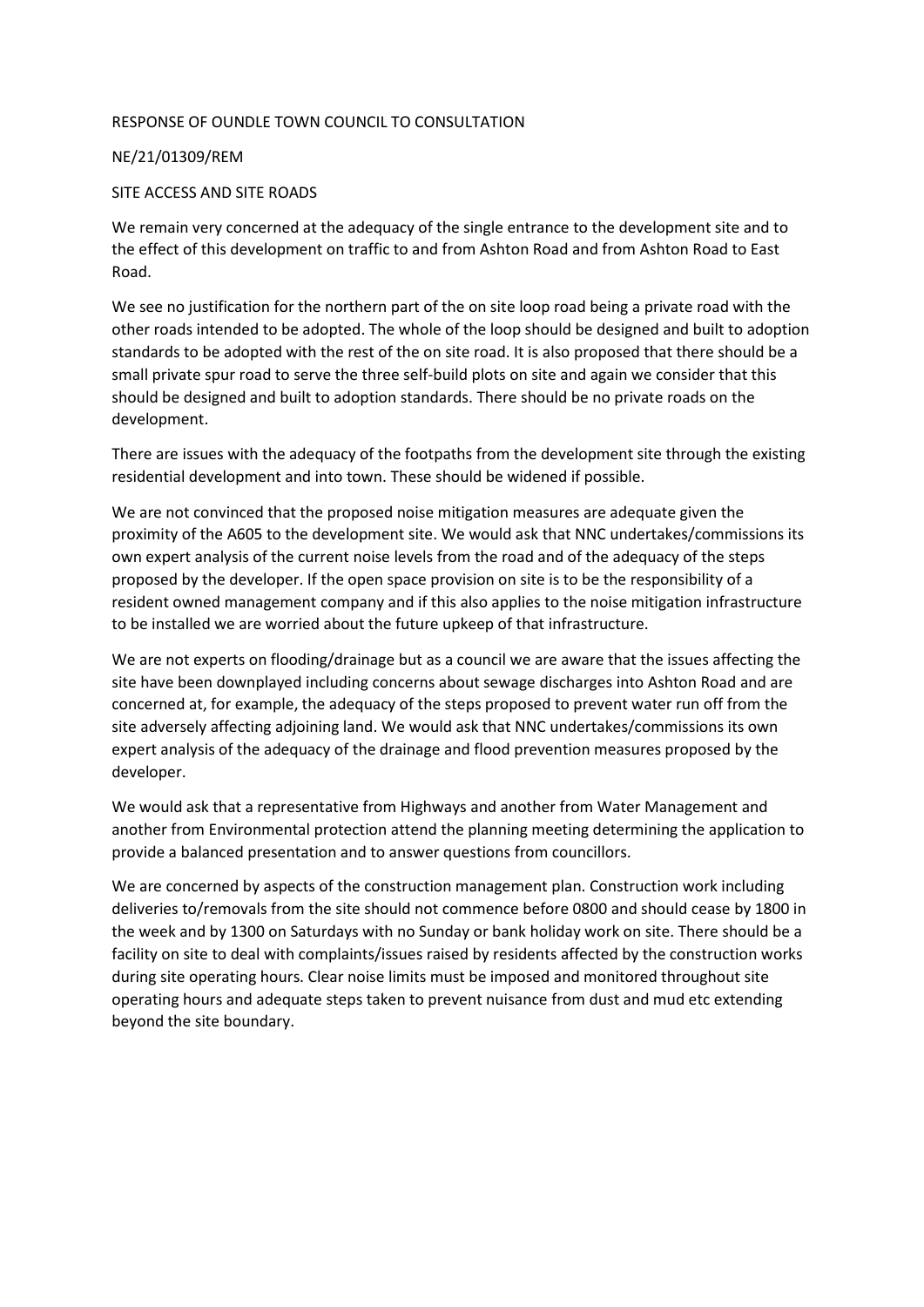RESPONSE OF OUNDLE TOWN COUNCIL TO CONSULTATION

NE/21/01309/REM

SITE ACCESS AND SITE ROADS

We remain very concerned at the adequacy of the single entrance to the development site and to the effect of this development on traffic to and from Ashton Road and from Ashton Road to East Road.

We see no justification for the northern part of the on site loop road being a private road with the other roads intended to be adopted. The whole of the loop should be designed and built to adoption standards to be adopted with the rest of the on site road. It is also proposed that there should be a small private spur road to serve the three self-build plots on site and again we consider that this should be designed and built to adoption standards. There should be no private roads on the development.

There are issues with the adequacy of the footpaths from the development site through the existing residential development and into town. These should be widened if possible.

We are not convinced that the proposed noise mitigation measures are adequate given the proximity of the A605 to the development site. We would ask that NNC undertakes/commissions its own expert analysis of the current noise levels from the road and of the adequacy of the steps proposed by the developer. If the open space provision on site is to be the responsibility of a resident owned management company and if this also applies to the noise mitigation infrastructure to be installed we are worried about the future upkeep of that infrastructure.

We are not experts on flooding/drainage but as a council we are aware that the issues affecting the site have been downplayed including concerns about sewage discharges into Ashton Road and are concerned at, for example, the adequacy of the steps proposed to prevent water run off from the site adversely affecting adjoining land. We would ask that NNC undertakes/commissions its own expert analysis of the adequacy of the drainage and flood prevention measures proposed by the developer.

We would ask that a representative from Highways and another from Water Management and another from Environmental protection attend the planning meeting determining the application to provide a balanced presentation and to answer questions from councillors.

We are concerned by aspects of the construction management plan. Construction work including deliveries to/removals from the site should not commence before 0800 and should cease by 1800 in the week and by 1300 on Saturdays with no Sunday or bank holiday work on site. There should be a facility on site to deal with complaints/issues raised by residents affected by the construction works during site operating hours. Clear noise limits must be imposed and monitored throughout site operating hours and adequate steps taken to prevent nuisance from dust and mud etc extending beyond the site boundary.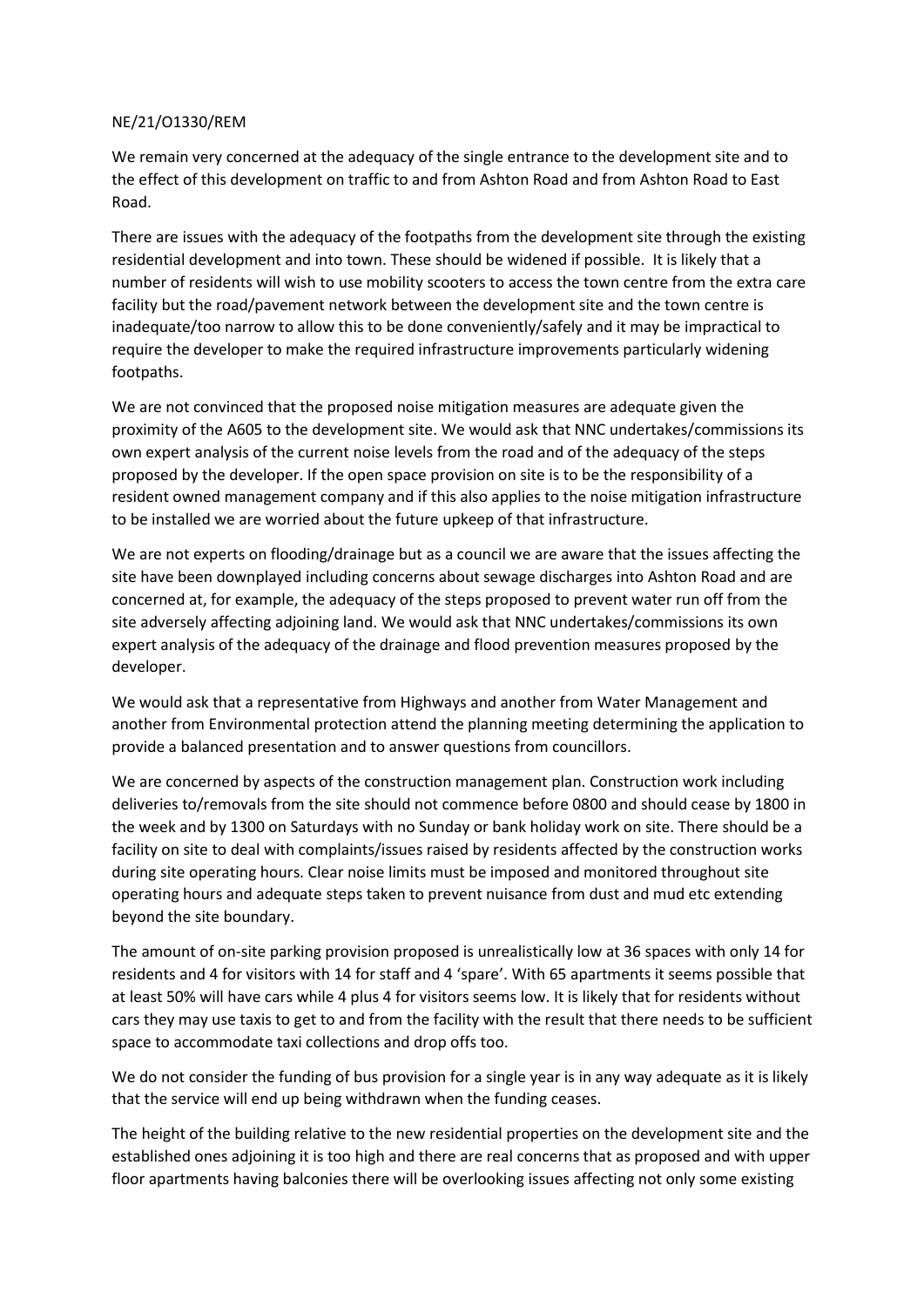NE/21/O1330/REM

We remain very concerned at the adequacy of the single entrance to the development site and to the effect of this development on traffic to and from Ashton Road and from Ashton Road to East Road.

There are issues with the adequacy of the footpaths from the development site through the existing residential development and into town. These should be widened if possible. It is likely that a number of residents will wish to use mobility scooters to access the town centre from the extra care facility but the road/pavement network between the development site and the town centre is inadequate/too narrow to allow this to be done conveniently/safely and it may be impractical to require the developer to make the required infrastructure improvements particularly widening footpaths.

We are not convinced that the proposed noise mitigation measures are adequate given the proximity of the A605 to the development site. We would ask that NNC undertakes/commissions its own expert analysis of the current noise levels from the road and of the adequacy of the steps proposed by the developer. If the open space provision on site is to be the responsibility of a resident owned management company and if this also applies to the noise mitigation infrastructure to be installed we are worried about the future upkeep of that infrastructure.

We are not experts on flooding/drainage but as a council we are aware that the issues affecting the site have been downplayed including concerns about sewage discharges into Ashton Road and are concerned at, for example, the adequacy of the steps proposed to prevent water run off from the site adversely affecting adjoining land. We would ask that NNC undertakes/commissions its own expert analysis of the adequacy of the drainage and flood prevention measures proposed by the developer.

We would ask that a representative from Highways and another from Water Management and another from Environmental protection attend the planning meeting determining the application to provide a balanced presentation and to answer questions from councillors.

We are concerned by aspects of the construction management plan. Construction work including deliveries to/removals from the site should not commence before 0800 and should cease by 1800 in the week and by 1300 on Saturdays with no Sunday or bank holiday work on site. There should be a facility on site to deal with complaints/issues raised by residents affected by the construction works during site operating hours. Clear noise limits must be imposed and monitored throughout site operating hours and adequate steps taken to prevent nuisance from dust and mud etc extending beyond the site boundary.

The amount of on-site parking provision proposed is unrealistically low at 36 spaces with only 14 for residents and 4 for visitors with 14 for staff and 4 'spare'. With 65 apartments it seems possible that at least 50% will have cars while 4 plus 4 for visitors seems low. It is likely that for residents without cars they may use taxis to get to and from the facility with the result that there needs to be sufficient space to accommodate taxi collections and drop offs too.

We do not consider the funding of bus provision for a single year is in any way adequate as it is likely that the service will end up being withdrawn when the funding ceases.

The height of the building relative to the new residential properties on the development site and the established ones adjoining it is too high and there are real concerns that as proposed and with upper floor apartments having balconies there will be overlooking issues affecting not only some existing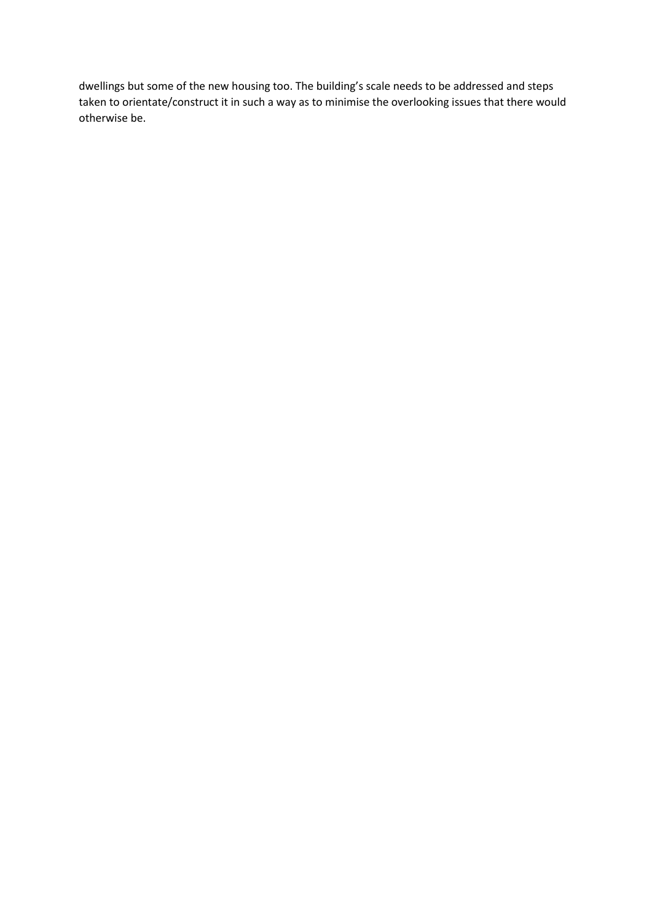dwellings but some of the new housing too. The building's scale needs to be addressed and steps taken to orientate/construct it in such a way as to minimise the overlooking issues that there would otherwise be.